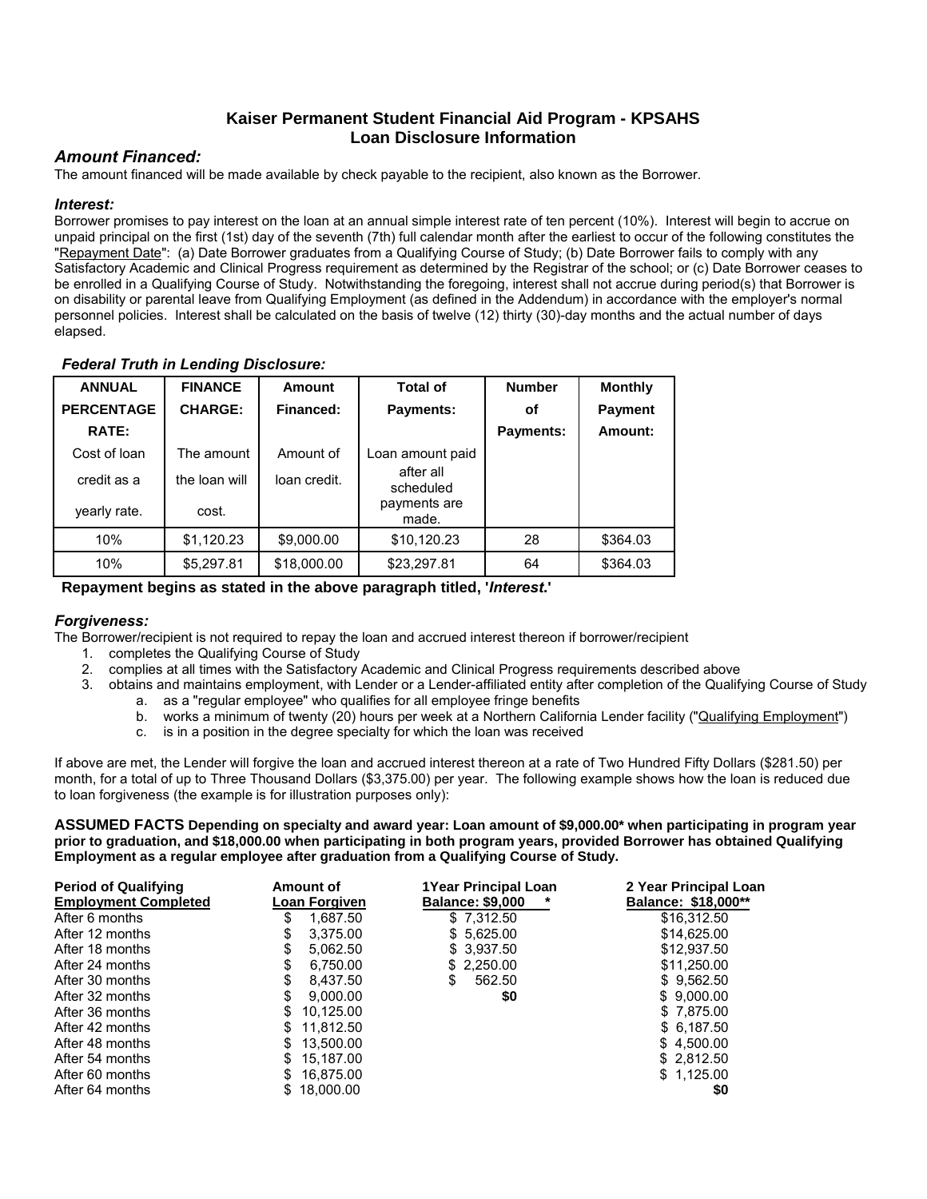## Kaiser Permanent Student Financial Aid Program - KPSAHS
## Loan Disclosure Information

### *Amount Financed:*

The amount financed will be made available by check payable to the recipient, also known as the Borrower.

### *Interest:*

Borrower promises to pay interest on the loan at an annual simple interest rate of ten percent (10%). Interest will begin to accrue on unpaid principal on the first (1st) day of the seventh (7th) full calendar month after the earliest to occur of the following constitutes the "Repayment Date": (a) Date Borrower graduates from a Qualifying Course of Study; (b) Date Borrower fails to comply with any Satisfactory Academic and Clinical Progress requirement as determined by the Registrar of the school; or (c) Date Borrower ceases to be enrolled in a Qualifying Course of Study. Notwithstanding the foregoing, interest shall not accrue during period(s) that Borrower is on disability or parental leave from Qualifying Employment (as defined in the Addendum) in accordance with the employer's normal personnel policies. Interest shall be calculated on the basis of twelve (12) thirty (30)-day months and the actual number of days elapsed.

### *Federal Truth in Lending Disclosure:*

| **ANNUAL PERCENTAGE RATE:** | **FINANCE CHARGE:** | **Amount Financed:** | **Total of Payments:** | **Number of Payments:** | **Monthly Payment Amount:** |
|---|---|---|---|---|---|
| Cost of loan credit as a yearly rate. | The amount the loan will cost. | Amount of loan credit. | Loan amount paid after all scheduled payments are made. | | |
| 10% | $1,120.23 | $9,000.00 | $10,120.23 | 28 | $364.03 |
| 10% | $5,297.81 | $18,000.00 | $23,297.81 | 64 | $364.03 |

**Repayment begins as stated in the above paragraph titled, '*Interest.*'**

### *Forgiveness:*

The Borrower/recipient is not required to repay the loan and accrued interest thereon if borrower/recipient

1. completes the Qualifying Course of Study
2. complies at all times with the Satisfactory Academic and Clinical Progress requirements described above
3. obtains and maintains employment, with Lender or a Lender-affiliated entity after completion of the Qualifying Course of Study
   a. as a "regular employee" who qualifies for all employee fringe benefits
   b. works a minimum of twenty (20) hours per week at a Northern California Lender facility ("Qualifying Employment")
   c. is in a position in the degree specialty for which the loan was received

If above are met, the Lender will forgive the loan and accrued interest thereon at a rate of Two Hundred Fifty Dollars ($281.50) per month, for a total of up to Three Thousand Dollars ($3,375.00) per year. The following example shows how the loan is reduced due to loan forgiveness (the example is for illustration purposes only):

**ASSUMED FACTS Depending on specialty and award year: Loan amount of $9,000.00* when participating in program year prior to graduation, and $18,000.00 when participating in both program years, provided Borrower has obtained Qualifying Employment as a regular employee after graduation from a Qualifying Course of Study.**

| **Period of Qualifying Employment Completed** | **Amount of Loan Forgiven** | **1Year Principal Loan Balance: $9,000 \*** | **2 Year Principal Loan Balance: $18,000\*\*** |
|---|---|---|---|
| After 6 months | $ 1,687.50 | $ 7,312.50 | $16,312.50 |
| After 12 months | $ 3,375.00 | $ 5,625.00 | $14,625.00 |
| After 18 months | $ 5,062.50 | $ 3,937.50 | $12,937.50 |
| After 24 months | $ 6,750.00 | $ 2,250.00 | $11,250.00 |
| After 30 months | $ 8,437.50 | $ 562.50 | $ 9,562.50 |
| After 32 months | $ 9,000.00 | **$0** | $ 9,000.00 |
| After 36 months | $ 10,125.00 | | $ 7,875.00 |
| After 42 months | $ 11,812.50 | | $ 6,187.50 |
| After 48 months | $ 13,500.00 | | $ 4,500.00 |
| After 54 months | $ 15,187.00 | | $ 2,812.50 |
| After 60 months | $ 16,875.00 | | $ 1,125.00 |
| After 64 months | $ 18,000.00 | | **$0** |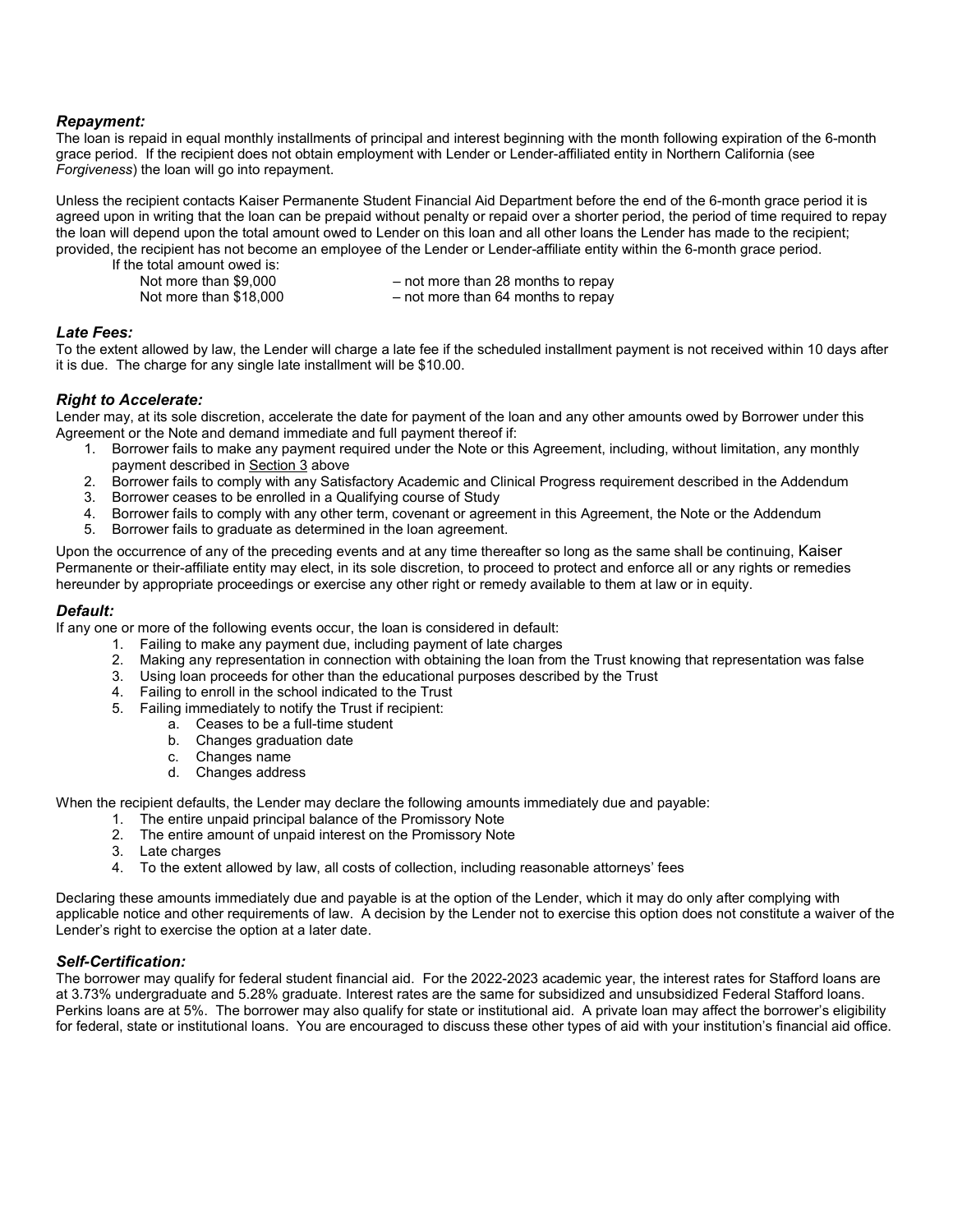### *Repayment:*

The loan is repaid in equal monthly installments of principal and interest beginning with the month following expiration of the 6-month grace period. If the recipient does not obtain employment with Lender or Lender-affiliated entity in Northern California (see *Forgiveness*) the loan will go into repayment.

Unless the recipient contacts Kaiser Permanente Student Financial Aid Department before the end of the 6-month grace period it is agreed upon in writing that the loan can be prepaid without penalty or repaid over a shorter period, the period of time required to repay the loan will depend upon the total amount owed to Lender on this loan and all other loans the Lender has made to the recipient; provided, the recipient has not become an employee of the Lender or Lender-affiliate entity within the 6-month grace period.

If the total amount owed is:

| | |
|---|---|
| Not more than $9,000 | – not more than 28 months to repay |
| Not more than $18,000 | – not more than 64 months to repay |

### *Late Fees:*

To the extent allowed by law, the Lender will charge a late fee if the scheduled installment payment is not received within 10 days after it is due. The charge for any single late installment will be $10.00.

### *Right to Accelerate:*

Lender may, at its sole discretion, accelerate the date for payment of the loan and any other amounts owed by Borrower under this Agreement or the Note and demand immediate and full payment thereof if:

1. Borrower fails to make any payment required under the Note or this Agreement, including, without limitation, any monthly payment described in Section 3 above
2. Borrower fails to comply with any Satisfactory Academic and Clinical Progress requirement described in the Addendum
3. Borrower ceases to be enrolled in a Qualifying course of Study
4. Borrower fails to comply with any other term, covenant or agreement in this Agreement, the Note or the Addendum
5. Borrower fails to graduate as determined in the loan agreement.

Upon the occurrence of any of the preceding events and at any time thereafter so long as the same shall be continuing, Kaiser Permanente or their-affiliate entity may elect, in its sole discretion, to proceed to protect and enforce all or any rights or remedies hereunder by appropriate proceedings or exercise any other right or remedy available to them at law or in equity.

### *Default:*

If any one or more of the following events occur, the loan is considered in default:

1. Failing to make any payment due, including payment of late charges
2. Making any representation in connection with obtaining the loan from the Trust knowing that representation was false
3. Using loan proceeds for other than the educational purposes described by the Trust
4. Failing to enroll in the school indicated to the Trust
5. Failing immediately to notify the Trust if recipient:
   a. Ceases to be a full-time student
   b. Changes graduation date
   c. Changes name
   d. Changes address

When the recipient defaults, the Lender may declare the following amounts immediately due and payable:

1. The entire unpaid principal balance of the Promissory Note
2. The entire amount of unpaid interest on the Promissory Note
3. Late charges
4. To the extent allowed by law, all costs of collection, including reasonable attorneys' fees

Declaring these amounts immediately due and payable is at the option of the Lender, which it may do only after complying with applicable notice and other requirements of law. A decision by the Lender not to exercise this option does not constitute a waiver of the Lender's right to exercise the option at a later date.

### *Self-Certification:*

The borrower may qualify for federal student financial aid. For the 2022-2023 academic year, the interest rates for Stafford loans are at 3.73% undergraduate and 5.28% graduate. Interest rates are the same for subsidized and unsubsidized Federal Stafford loans. Perkins loans are at 5%. The borrower may also qualify for state or institutional aid. A private loan may affect the borrower's eligibility for federal, state or institutional loans. You are encouraged to discuss these other types of aid with your institution's financial aid office.